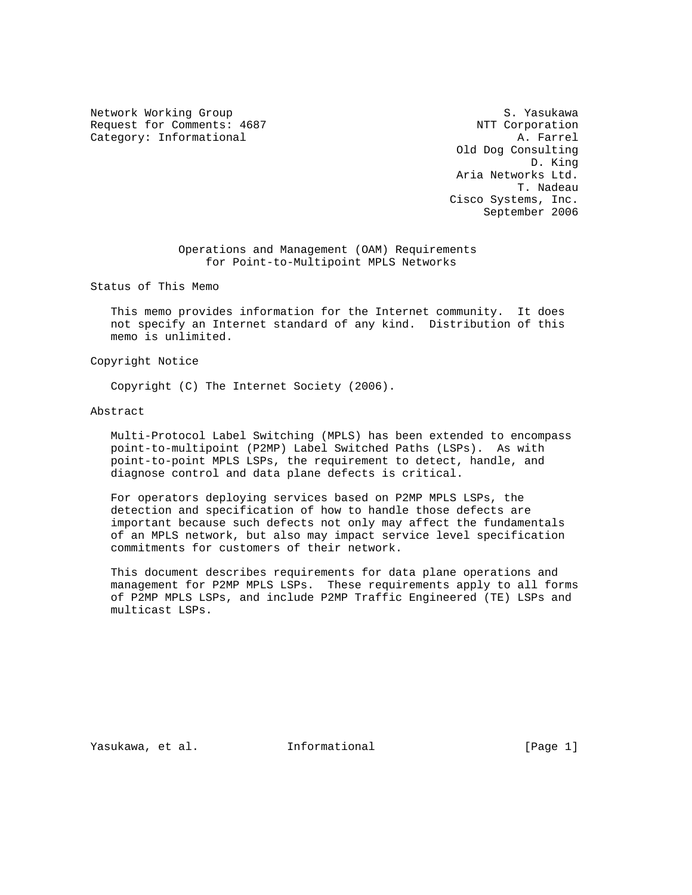Network Working Group S. Yasukawa
Request for Comments: 4687 NTT Corporation
Category: Informational A. Farrel
Old Dog Consulting
D. King
Aria Networks Ltd.
T. Nadeau
Cisco Systems, Inc.
September 2006

# Operations and Management (OAM) Requirements for Point-to-Multipoint MPLS Networks

## Status of This Memo

This memo provides information for the Internet community. It does not specify an Internet standard of any kind. Distribution of this memo is unlimited.

## Copyright Notice

Copyright (C) The Internet Society (2006).

## Abstract

Multi-Protocol Label Switching (MPLS) has been extended to encompass point-to-multipoint (P2MP) Label Switched Paths (LSPs). As with point-to-point MPLS LSPs, the requirement to detect, handle, and diagnose control and data plane defects is critical.

For operators deploying services based on P2MP MPLS LSPs, the detection and specification of how to handle those defects are important because such defects not only may affect the fundamentals of an MPLS network, but also may impact service level specification commitments for customers of their network.

This document describes requirements for data plane operations and management for P2MP MPLS LSPs. These requirements apply to all forms of P2MP MPLS LSPs, and include P2MP Traffic Engineered (TE) LSPs and multicast LSPs.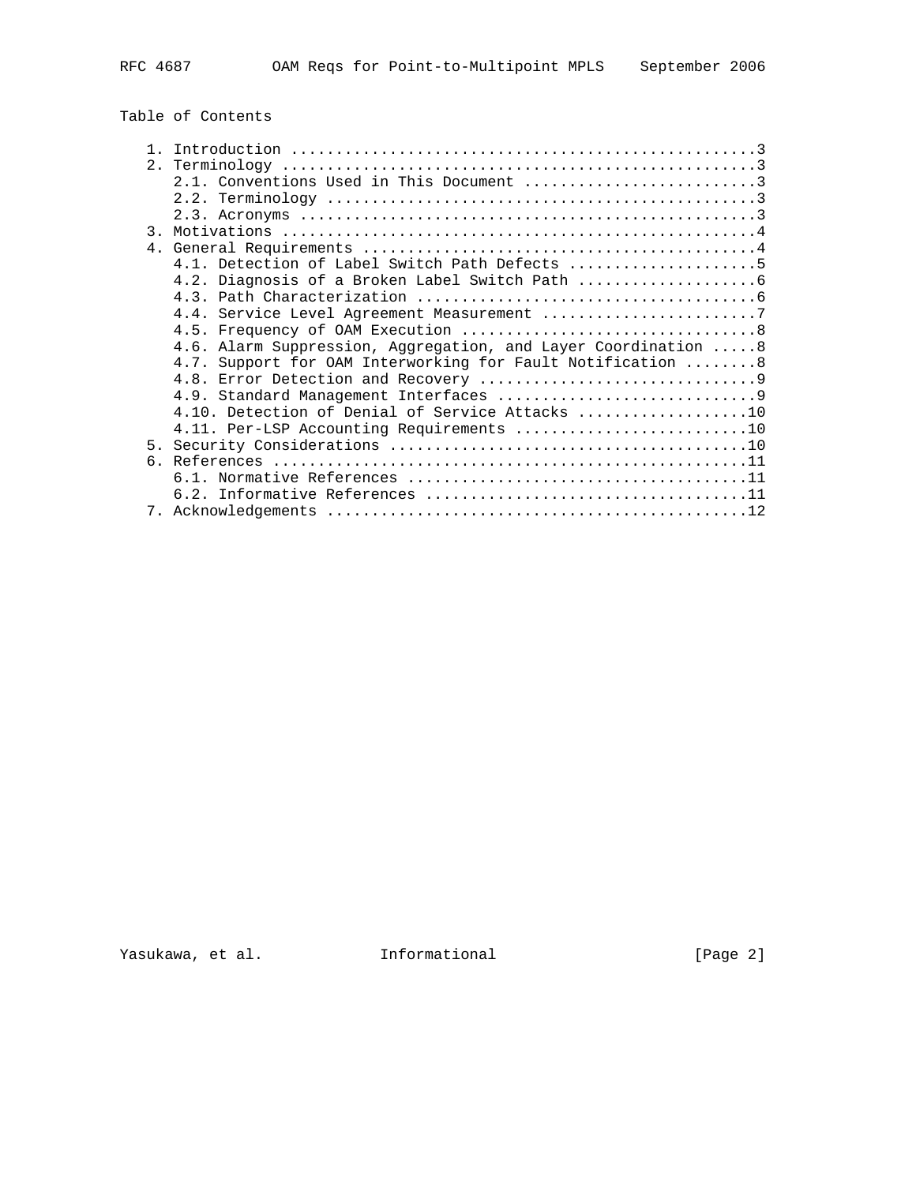Table of Contents

```
   1. Introduction ....................................................3
   2. Terminology .....................................................3
      2.1. Conventions Used in This Document ..........................3
      2.2. Terminology ................................................3
      2.3. Acronyms ...................................................3
   3. Motivations .....................................................4
   4. General Requirements ............................................4
      4.1. Detection of Label Switch Path Defects .....................5
      4.2. Diagnosis of a Broken Label Switch Path ....................6
      4.3. Path Characterization ......................................6
      4.4. Service Level Agreement Measurement ........................7
      4.5. Frequency of OAM Execution .................................8
      4.6. Alarm Suppression, Aggregation, and Layer Coordination .....8
      4.7. Support for OAM Interworking for Fault Notification ........8
      4.8. Error Detection and Recovery ...............................9
      4.9. Standard Management Interfaces .............................9
      4.10. Detection of Denial of Service Attacks ...................10
      4.11. Per-LSP Accounting Requirements ..........................10
   5. Security Considerations ........................................10
   6. References .....................................................11
      6.1. Normative References ......................................11
      6.2. Informative References ....................................11
   7. Acknowledgements ...............................................12
```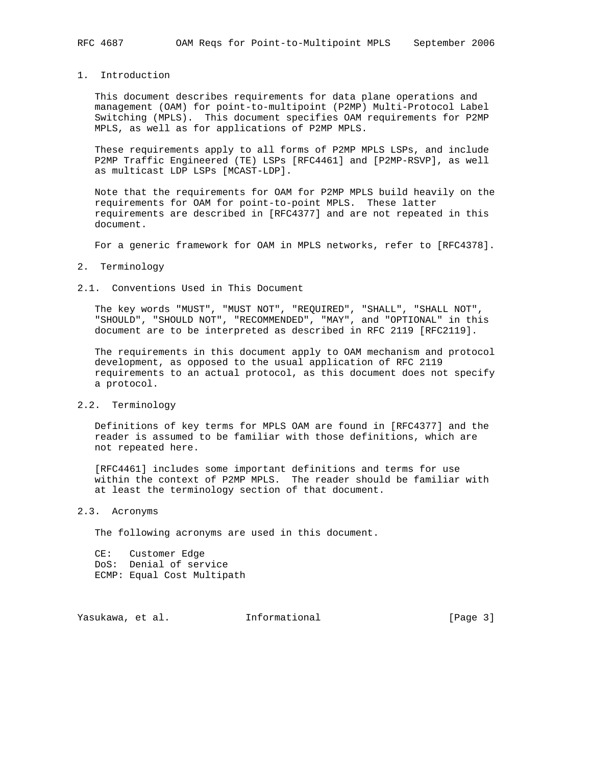# 1. Introduction

This document describes requirements for data plane operations and management (OAM) for point-to-multipoint (P2MP) Multi-Protocol Label Switching (MPLS). This document specifies OAM requirements for P2MP MPLS, as well as for applications of P2MP MPLS.

These requirements apply to all forms of P2MP MPLS LSPs, and include P2MP Traffic Engineered (TE) LSPs [RFC4461] and [P2MP-RSVP], as well as multicast LDP LSPs [MCAST-LDP].

Note that the requirements for OAM for P2MP MPLS build heavily on the requirements for OAM for point-to-point MPLS. These latter requirements are described in [RFC4377] and are not repeated in this document.

For a generic framework for OAM in MPLS networks, refer to [RFC4378].

# 2. Terminology

## 2.1. Conventions Used in This Document

The key words "MUST", "MUST NOT", "REQUIRED", "SHALL", "SHALL NOT", "SHOULD", "SHOULD NOT", "RECOMMENDED", "MAY", and "OPTIONAL" in this document are to be interpreted as described in RFC 2119 [RFC2119].

The requirements in this document apply to OAM mechanism and protocol development, as opposed to the usual application of RFC 2119 requirements to an actual protocol, as this document does not specify a protocol.

## 2.2. Terminology

Definitions of key terms for MPLS OAM are found in [RFC4377] and the reader is assumed to be familiar with those definitions, which are not repeated here.

[RFC4461] includes some important definitions and terms for use within the context of P2MP MPLS. The reader should be familiar with at least the terminology section of that document.

## 2.3. Acronyms

The following acronyms are used in this document.

CE: Customer Edge
DoS: Denial of service
ECMP: Equal Cost Multipath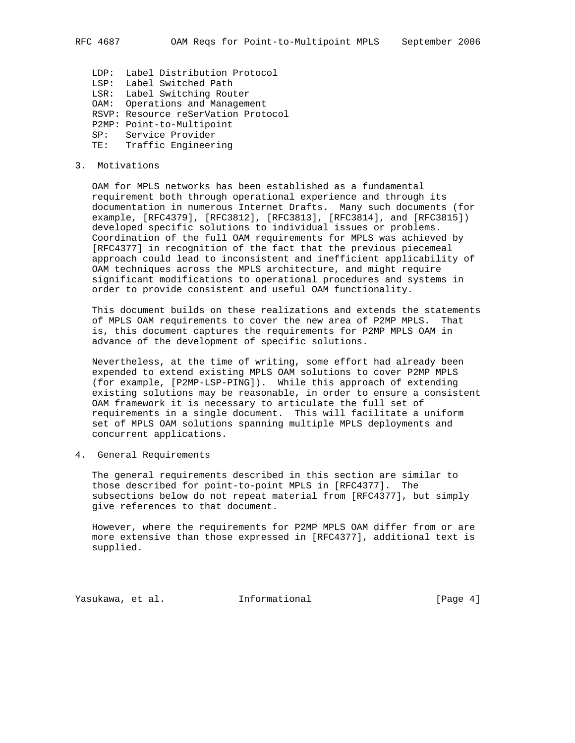LDP: Label Distribution Protocol
LSP: Label Switched Path
LSR: Label Switching Router
OAM: Operations and Management
RSVP: Resource reSerVation Protocol
P2MP: Point-to-Multipoint
SP: Service Provider
TE: Traffic Engineering

## 3. Motivations

OAM for MPLS networks has been established as a fundamental requirement both through operational experience and through its documentation in numerous Internet Drafts. Many such documents (for example, [RFC4379], [RFC3812], [RFC3813], [RFC3814], and [RFC3815]) developed specific solutions to individual issues or problems. Coordination of the full OAM requirements for MPLS was achieved by [RFC4377] in recognition of the fact that the previous piecemeal approach could lead to inconsistent and inefficient applicability of OAM techniques across the MPLS architecture, and might require significant modifications to operational procedures and systems in order to provide consistent and useful OAM functionality.

This document builds on these realizations and extends the statements of MPLS OAM requirements to cover the new area of P2MP MPLS. That is, this document captures the requirements for P2MP MPLS OAM in advance of the development of specific solutions.

Nevertheless, at the time of writing, some effort had already been expended to extend existing MPLS OAM solutions to cover P2MP MPLS (for example, [P2MP-LSP-PING]). While this approach of extending existing solutions may be reasonable, in order to ensure a consistent OAM framework it is necessary to articulate the full set of requirements in a single document. This will facilitate a uniform set of MPLS OAM solutions spanning multiple MPLS deployments and concurrent applications.

## 4. General Requirements

The general requirements described in this section are similar to those described for point-to-point MPLS in [RFC4377]. The subsections below do not repeat material from [RFC4377], but simply give references to that document.

However, where the requirements for P2MP MPLS OAM differ from or are more extensive than those expressed in [RFC4377], additional text is supplied.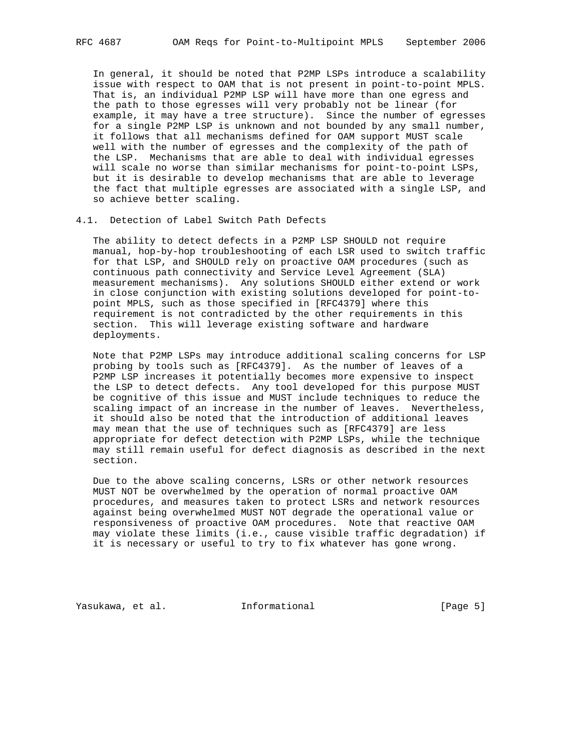In general, it should be noted that P2MP LSPs introduce a scalability issue with respect to OAM that is not present in point-to-point MPLS. That is, an individual P2MP LSP will have more than one egress and the path to those egresses will very probably not be linear (for example, it may have a tree structure). Since the number of egresses for a single P2MP LSP is unknown and not bounded by any small number, it follows that all mechanisms defined for OAM support MUST scale well with the number of egresses and the complexity of the path of the LSP. Mechanisms that are able to deal with individual egresses will scale no worse than similar mechanisms for point-to-point LSPs, but it is desirable to develop mechanisms that are able to leverage the fact that multiple egresses are associated with a single LSP, and so achieve better scaling.

## 4.1. Detection of Label Switch Path Defects

The ability to detect defects in a P2MP LSP SHOULD not require manual, hop-by-hop troubleshooting of each LSR used to switch traffic for that LSP, and SHOULD rely on proactive OAM procedures (such as continuous path connectivity and Service Level Agreement (SLA) measurement mechanisms). Any solutions SHOULD either extend or work in close conjunction with existing solutions developed for point-to-point MPLS, such as those specified in [RFC4379] where this requirement is not contradicted by the other requirements in this section. This will leverage existing software and hardware deployments.

Note that P2MP LSPs may introduce additional scaling concerns for LSP probing by tools such as [RFC4379]. As the number of leaves of a P2MP LSP increases it potentially becomes more expensive to inspect the LSP to detect defects. Any tool developed for this purpose MUST be cognitive of this issue and MUST include techniques to reduce the scaling impact of an increase in the number of leaves. Nevertheless, it should also be noted that the introduction of additional leaves may mean that the use of techniques such as [RFC4379] are less appropriate for defect detection with P2MP LSPs, while the technique may still remain useful for defect diagnosis as described in the next section.

Due to the above scaling concerns, LSRs or other network resources MUST NOT be overwhelmed by the operation of normal proactive OAM procedures, and measures taken to protect LSRs and network resources against being overwhelmed MUST NOT degrade the operational value or responsiveness of proactive OAM procedures. Note that reactive OAM may violate these limits (i.e., cause visible traffic degradation) if it is necessary or useful to try to fix whatever has gone wrong.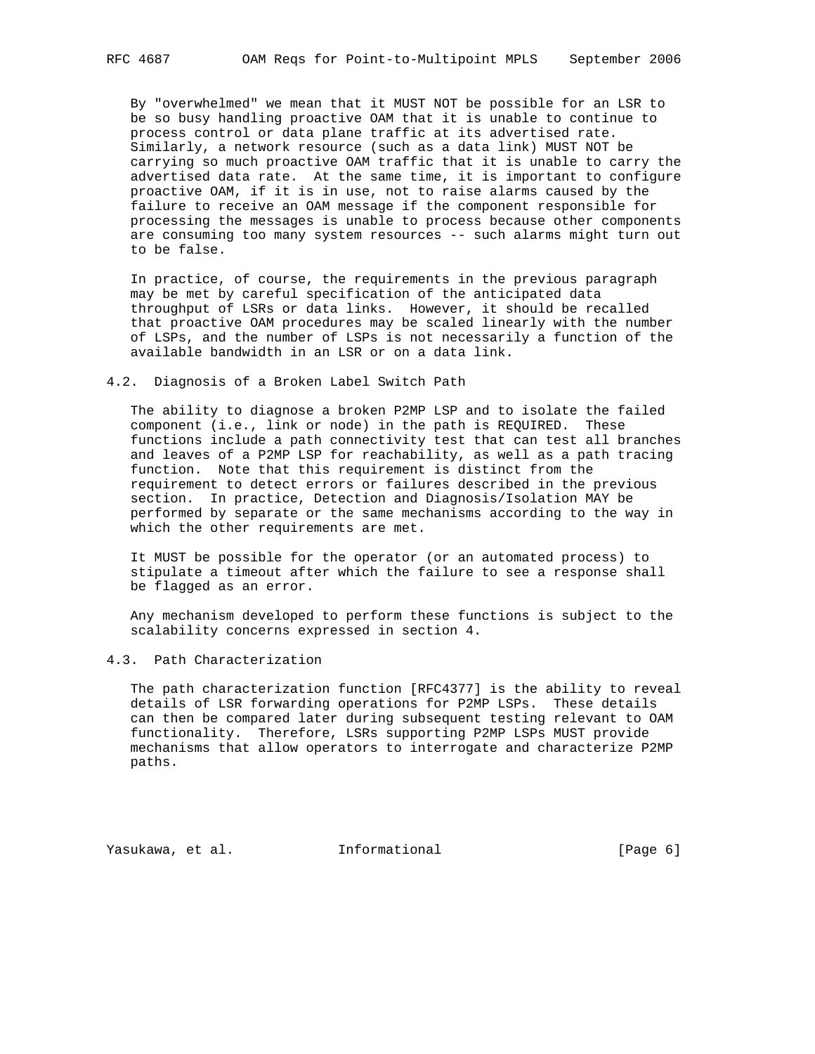By "overwhelmed" we mean that it MUST NOT be possible for an LSR to be so busy handling proactive OAM that it is unable to continue to process control or data plane traffic at its advertised rate. Similarly, a network resource (such as a data link) MUST NOT be carrying so much proactive OAM traffic that it is unable to carry the advertised data rate. At the same time, it is important to configure proactive OAM, if it is in use, not to raise alarms caused by the failure to receive an OAM message if the component responsible for processing the messages is unable to process because other components are consuming too many system resources -- such alarms might turn out to be false.

In practice, of course, the requirements in the previous paragraph may be met by careful specification of the anticipated data throughput of LSRs or data links. However, it should be recalled that proactive OAM procedures may be scaled linearly with the number of LSPs, and the number of LSPs is not necessarily a function of the available bandwidth in an LSR or on a data link.

### 4.2. Diagnosis of a Broken Label Switch Path

The ability to diagnose a broken P2MP LSP and to isolate the failed component (i.e., link or node) in the path is REQUIRED. These functions include a path connectivity test that can test all branches and leaves of a P2MP LSP for reachability, as well as a path tracing function. Note that this requirement is distinct from the requirement to detect errors or failures described in the previous section. In practice, Detection and Diagnosis/Isolation MAY be performed by separate or the same mechanisms according to the way in which the other requirements are met.

It MUST be possible for the operator (or an automated process) to stipulate a timeout after which the failure to see a response shall be flagged as an error.

Any mechanism developed to perform these functions is subject to the scalability concerns expressed in section 4.

### 4.3. Path Characterization

The path characterization function [RFC4377] is the ability to reveal details of LSR forwarding operations for P2MP LSPs. These details can then be compared later during subsequent testing relevant to OAM functionality. Therefore, LSRs supporting P2MP LSPs MUST provide mechanisms that allow operators to interrogate and characterize P2MP paths.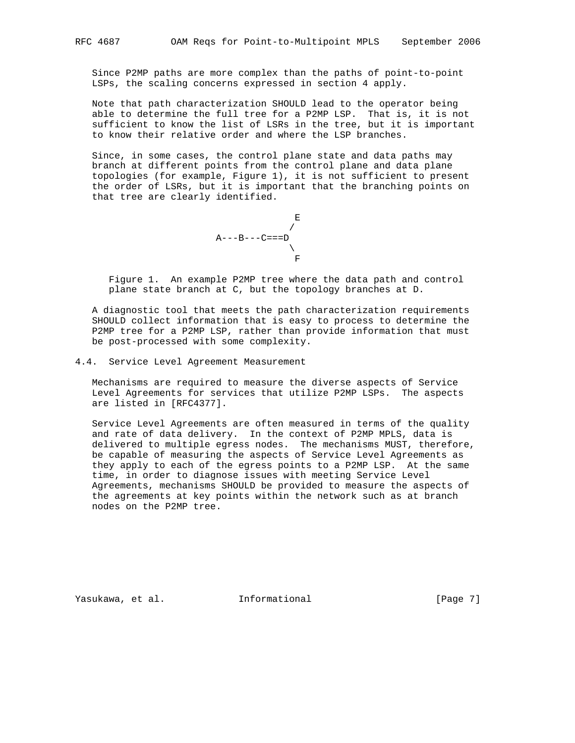Since P2MP paths are more complex than the paths of point-to-point LSPs, the scaling concerns expressed in section 4 apply.

Note that path characterization SHOULD lead to the operator being able to determine the full tree for a P2MP LSP. That is, it is not sufficient to know the list of LSRs in the tree, but it is important to know their relative order and where the LSP branches.

Since, in some cases, the control plane state and data paths may branch at different points from the control plane and data plane topologies (for example, Figure 1), it is not sufficient to present the order of LSRs, but it is important that the branching points on that tree are clearly identified.

```
                    E
                   /
      A---B---C===D
                   \
                    F
```

Figure 1. An example P2MP tree where the data path and control plane state branch at C, but the topology branches at D.

A diagnostic tool that meets the path characterization requirements SHOULD collect information that is easy to process to determine the P2MP tree for a P2MP LSP, rather than provide information that must be post-processed with some complexity.

## 4.4. Service Level Agreement Measurement

Mechanisms are required to measure the diverse aspects of Service Level Agreements for services that utilize P2MP LSPs. The aspects are listed in [RFC4377].

Service Level Agreements are often measured in terms of the quality and rate of data delivery. In the context of P2MP MPLS, data is delivered to multiple egress nodes. The mechanisms MUST, therefore, be capable of measuring the aspects of Service Level Agreements as they apply to each of the egress points to a P2MP LSP. At the same time, in order to diagnose issues with meeting Service Level Agreements, mechanisms SHOULD be provided to measure the aspects of the agreements at key points within the network such as at branch nodes on the P2MP tree.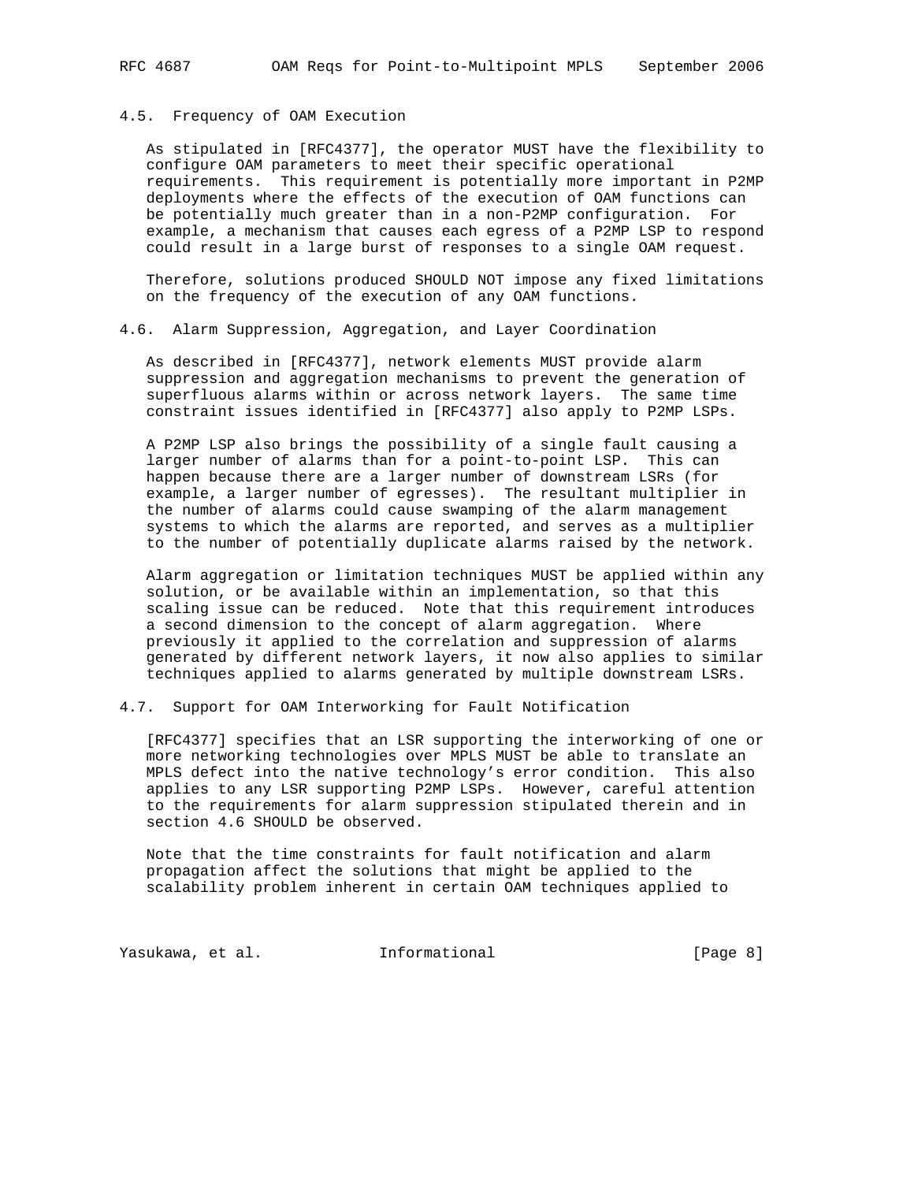### 4.5. Frequency of OAM Execution

As stipulated in [RFC4377], the operator MUST have the flexibility to configure OAM parameters to meet their specific operational requirements. This requirement is potentially more important in P2MP deployments where the effects of the execution of OAM functions can be potentially much greater than in a non-P2MP configuration. For example, a mechanism that causes each egress of a P2MP LSP to respond could result in a large burst of responses to a single OAM request.

Therefore, solutions produced SHOULD NOT impose any fixed limitations on the frequency of the execution of any OAM functions.

### 4.6. Alarm Suppression, Aggregation, and Layer Coordination

As described in [RFC4377], network elements MUST provide alarm suppression and aggregation mechanisms to prevent the generation of superfluous alarms within or across network layers. The same time constraint issues identified in [RFC4377] also apply to P2MP LSPs.

A P2MP LSP also brings the possibility of a single fault causing a larger number of alarms than for a point-to-point LSP. This can happen because there are a larger number of downstream LSRs (for example, a larger number of egresses). The resultant multiplier in the number of alarms could cause swamping of the alarm management systems to which the alarms are reported, and serves as a multiplier to the number of potentially duplicate alarms raised by the network.

Alarm aggregation or limitation techniques MUST be applied within any solution, or be available within an implementation, so that this scaling issue can be reduced. Note that this requirement introduces a second dimension to the concept of alarm aggregation. Where previously it applied to the correlation and suppression of alarms generated by different network layers, it now also applies to similar techniques applied to alarms generated by multiple downstream LSRs.

### 4.7. Support for OAM Interworking for Fault Notification

[RFC4377] specifies that an LSR supporting the interworking of one or more networking technologies over MPLS MUST be able to translate an MPLS defect into the native technology's error condition. This also applies to any LSR supporting P2MP LSPs. However, careful attention to the requirements for alarm suppression stipulated therein and in section 4.6 SHOULD be observed.

Note that the time constraints for fault notification and alarm propagation affect the solutions that might be applied to the scalability problem inherent in certain OAM techniques applied to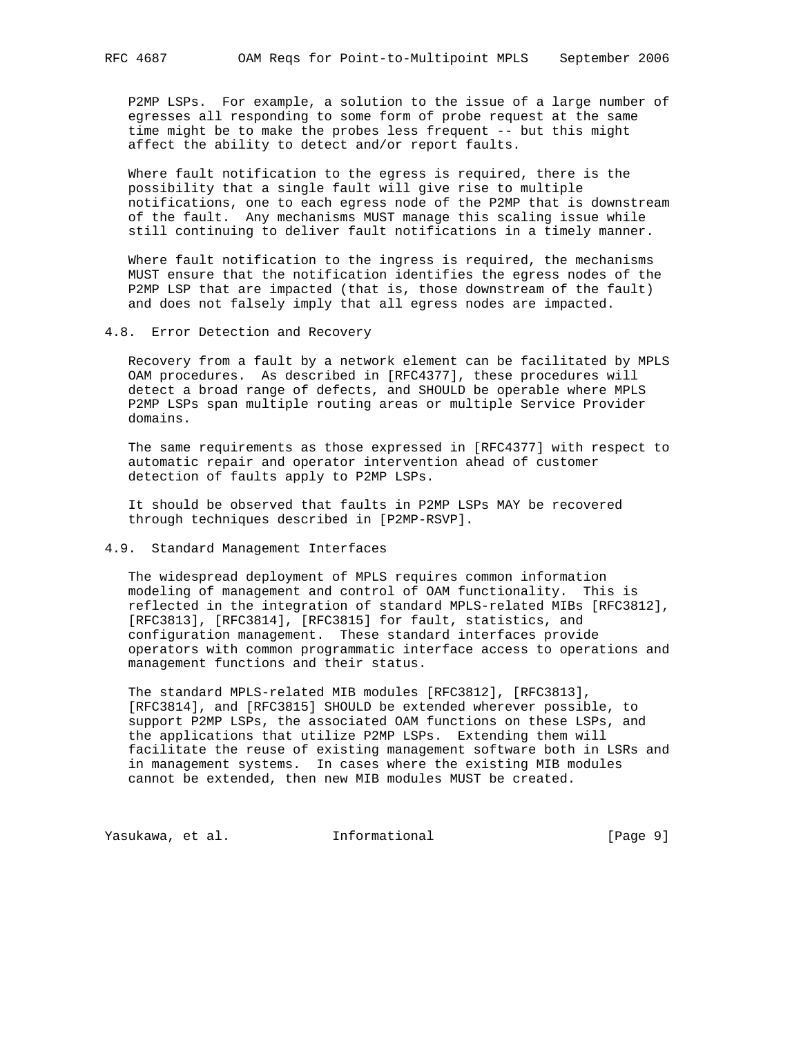P2MP LSPs. For example, a solution to the issue of a large number of egresses all responding to some form of probe request at the same time might be to make the probes less frequent -- but this might affect the ability to detect and/or report faults.

Where fault notification to the egress is required, there is the possibility that a single fault will give rise to multiple notifications, one to each egress node of the P2MP that is downstream of the fault. Any mechanisms MUST manage this scaling issue while still continuing to deliver fault notifications in a timely manner.

Where fault notification to the ingress is required, the mechanisms MUST ensure that the notification identifies the egress nodes of the P2MP LSP that are impacted (that is, those downstream of the fault) and does not falsely imply that all egress nodes are impacted.

## 4.8. Error Detection and Recovery

Recovery from a fault by a network element can be facilitated by MPLS OAM procedures. As described in [RFC4377], these procedures will detect a broad range of defects, and SHOULD be operable where MPLS P2MP LSPs span multiple routing areas or multiple Service Provider domains.

The same requirements as those expressed in [RFC4377] with respect to automatic repair and operator intervention ahead of customer detection of faults apply to P2MP LSPs.

It should be observed that faults in P2MP LSPs MAY be recovered through techniques described in [P2MP-RSVP].

## 4.9. Standard Management Interfaces

The widespread deployment of MPLS requires common information modeling of management and control of OAM functionality. This is reflected in the integration of standard MPLS-related MIBs [RFC3812], [RFC3813], [RFC3814], [RFC3815] for fault, statistics, and configuration management. These standard interfaces provide operators with common programmatic interface access to operations and management functions and their status.

The standard MPLS-related MIB modules [RFC3812], [RFC3813], [RFC3814], and [RFC3815] SHOULD be extended wherever possible, to support P2MP LSPs, the associated OAM functions on these LSPs, and the applications that utilize P2MP LSPs. Extending them will facilitate the reuse of existing management software both in LSRs and in management systems. In cases where the existing MIB modules cannot be extended, then new MIB modules MUST be created.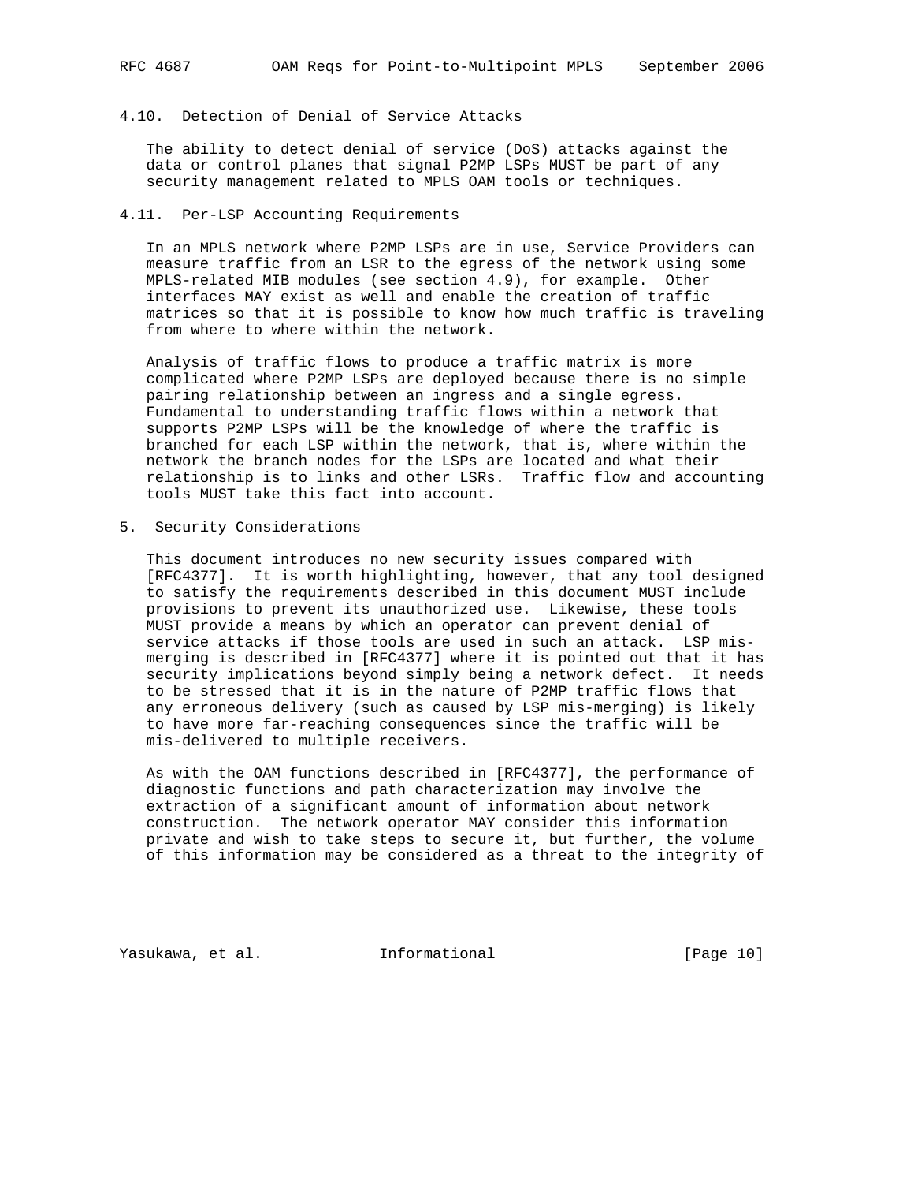### 4.10. Detection of Denial of Service Attacks

The ability to detect denial of service (DoS) attacks against the data or control planes that signal P2MP LSPs MUST be part of any security management related to MPLS OAM tools or techniques.

### 4.11. Per-LSP Accounting Requirements

In an MPLS network where P2MP LSPs are in use, Service Providers can measure traffic from an LSR to the egress of the network using some MPLS-related MIB modules (see section 4.9), for example. Other interfaces MAY exist as well and enable the creation of traffic matrices so that it is possible to know how much traffic is traveling from where to where within the network.

Analysis of traffic flows to produce a traffic matrix is more complicated where P2MP LSPs are deployed because there is no simple pairing relationship between an ingress and a single egress. Fundamental to understanding traffic flows within a network that supports P2MP LSPs will be the knowledge of where the traffic is branched for each LSP within the network, that is, where within the network the branch nodes for the LSPs are located and what their relationship is to links and other LSRs. Traffic flow and accounting tools MUST take this fact into account.

## 5. Security Considerations

This document introduces no new security issues compared with [RFC4377]. It is worth highlighting, however, that any tool designed to satisfy the requirements described in this document MUST include provisions to prevent its unauthorized use. Likewise, these tools MUST provide a means by which an operator can prevent denial of service attacks if those tools are used in such an attack. LSP mis-merging is described in [RFC4377] where it is pointed out that it has security implications beyond simply being a network defect. It needs to be stressed that it is in the nature of P2MP traffic flows that any erroneous delivery (such as caused by LSP mis-merging) is likely to have more far-reaching consequences since the traffic will be mis-delivered to multiple receivers.

As with the OAM functions described in [RFC4377], the performance of diagnostic functions and path characterization may involve the extraction of a significant amount of information about network construction. The network operator MAY consider this information private and wish to take steps to secure it, but further, the volume of this information may be considered as a threat to the integrity of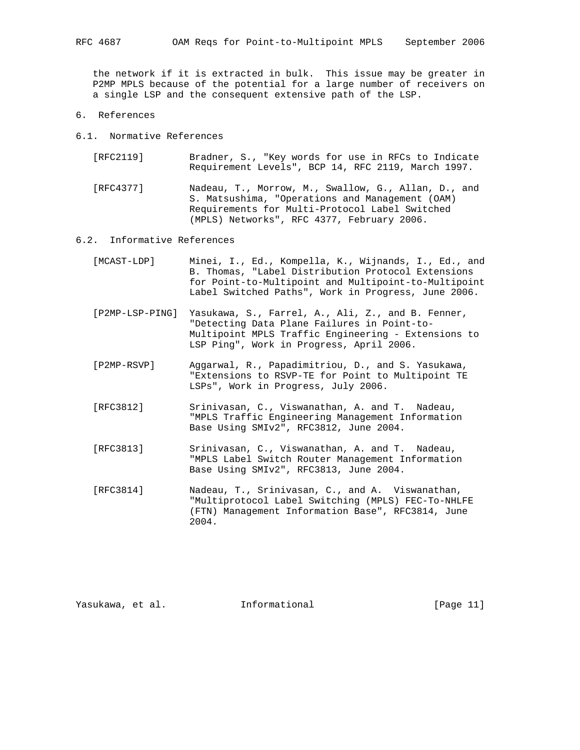the network if it is extracted in bulk. This issue may be greater in P2MP MPLS because of the potential for a large number of receivers on a single LSP and the consequent extensive path of the LSP.

## 6. References

### 6.1. Normative References

[RFC2119] Bradner, S., "Key words for use in RFCs to Indicate Requirement Levels", BCP 14, RFC 2119, March 1997.

[RFC4377] Nadeau, T., Morrow, M., Swallow, G., Allan, D., and S. Matsushima, "Operations and Management (OAM) Requirements for Multi-Protocol Label Switched (MPLS) Networks", RFC 4377, February 2006.

### 6.2. Informative References

[MCAST-LDP] Minei, I., Ed., Kompella, K., Wijnands, I., Ed., and B. Thomas, "Label Distribution Protocol Extensions for Point-to-Multipoint and Multipoint-to-Multipoint Label Switched Paths", Work in Progress, June 2006.

[P2MP-LSP-PING] Yasukawa, S., Farrel, A., Ali, Z., and B. Fenner, "Detecting Data Plane Failures in Point-to-Multipoint MPLS Traffic Engineering - Extensions to LSP Ping", Work in Progress, April 2006.

[P2MP-RSVP] Aggarwal, R., Papadimitriou, D., and S. Yasukawa, "Extensions to RSVP-TE for Point to Multipoint TE LSPs", Work in Progress, July 2006.

[RFC3812] Srinivasan, C., Viswanathan, A. and T. Nadeau, "MPLS Traffic Engineering Management Information Base Using SMIv2", RFC3812, June 2004.

[RFC3813] Srinivasan, C., Viswanathan, A. and T. Nadeau, "MPLS Label Switch Router Management Information Base Using SMIv2", RFC3813, June 2004.

[RFC3814] Nadeau, T., Srinivasan, C., and A. Viswanathan, "Multiprotocol Label Switching (MPLS) FEC-To-NHLFE (FTN) Management Information Base", RFC3814, June 2004.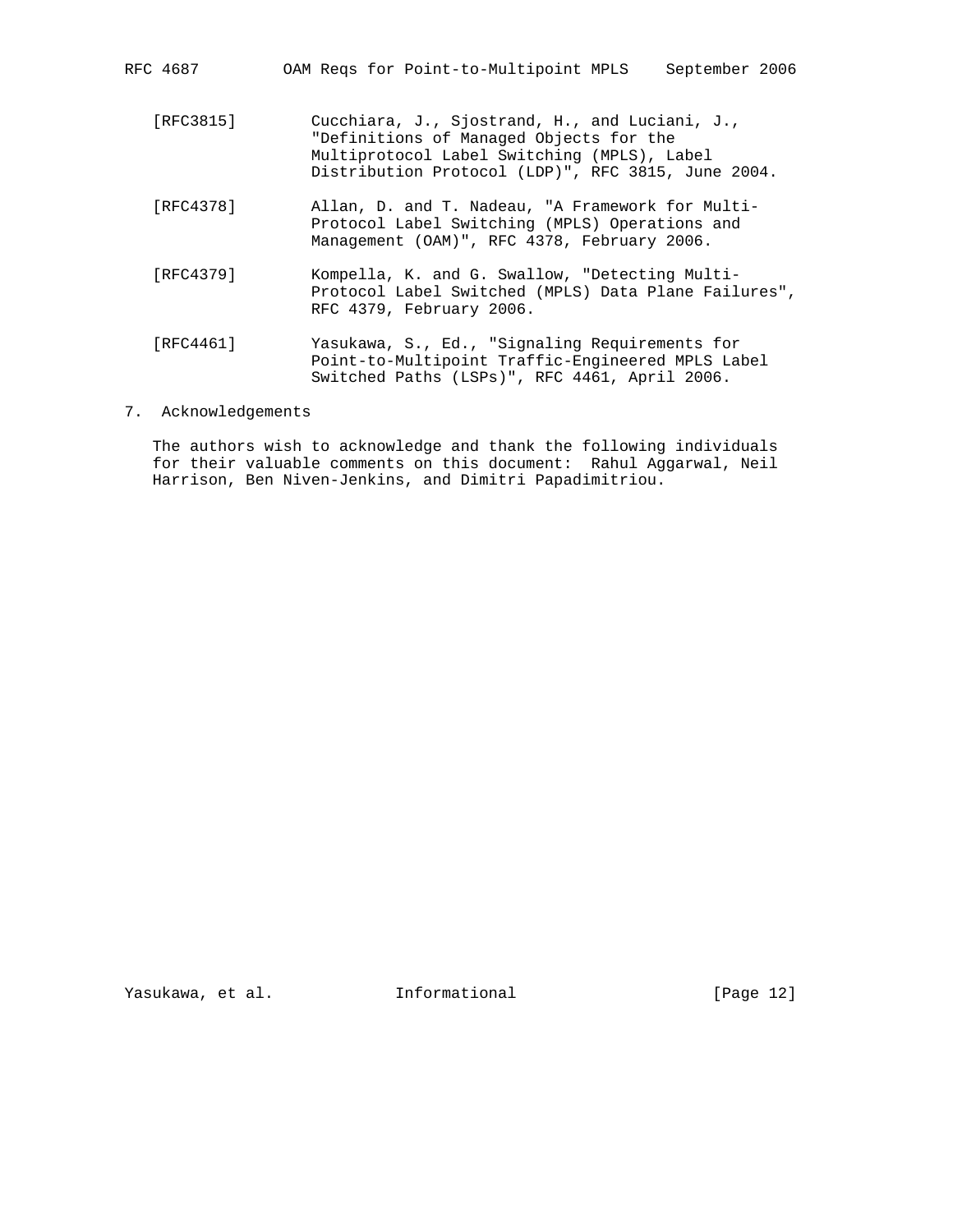[RFC3815] Cucchiara, J., Sjostrand, H., and Luciani, J., "Definitions of Managed Objects for the Multiprotocol Label Switching (MPLS), Label Distribution Protocol (LDP)", RFC 3815, June 2004.

[RFC4378] Allan, D. and T. Nadeau, "A Framework for Multi-Protocol Label Switching (MPLS) Operations and Management (OAM)", RFC 4378, February 2006.

[RFC4379] Kompella, K. and G. Swallow, "Detecting Multi-Protocol Label Switched (MPLS) Data Plane Failures", RFC 4379, February 2006.

[RFC4461] Yasukawa, S., Ed., "Signaling Requirements for Point-to-Multipoint Traffic-Engineered MPLS Label Switched Paths (LSPs)", RFC 4461, April 2006.

## 7. Acknowledgements

The authors wish to acknowledge and thank the following individuals for their valuable comments on this document: Rahul Aggarwal, Neil Harrison, Ben Niven-Jenkins, and Dimitri Papadimitriou.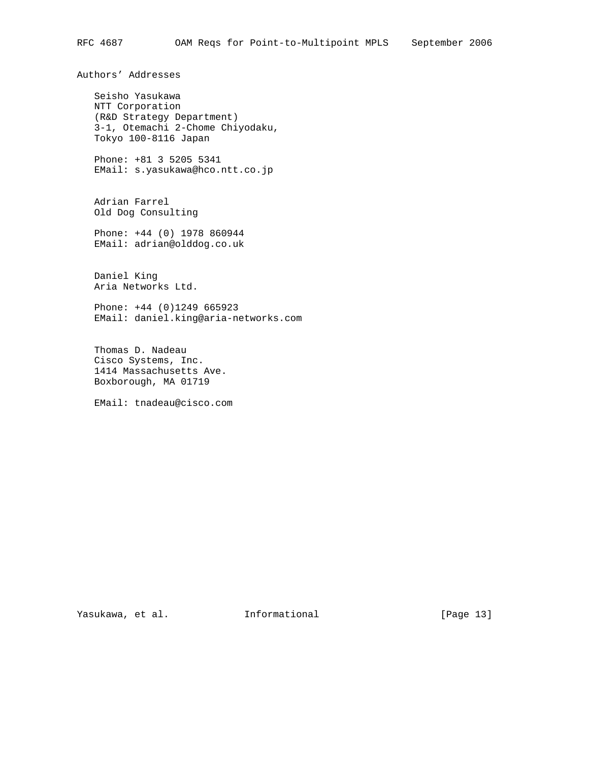## Authors' Addresses

Seisho Yasukawa
NTT Corporation
(R&D Strategy Department)
3-1, Otemachi 2-Chome Chiyodaku,
Tokyo 100-8116 Japan

Phone: +81 3 5205 5341
EMail: s.yasukawa@hco.ntt.co.jp

Adrian Farrel
Old Dog Consulting

Phone: +44 (0) 1978 860944
EMail: adrian@olddog.co.uk

Daniel King
Aria Networks Ltd.

Phone: +44 (0)1249 665923
EMail: daniel.king@aria-networks.com

Thomas D. Nadeau
Cisco Systems, Inc.
1414 Massachusetts Ave.
Boxborough, MA 01719

EMail: tnadeau@cisco.com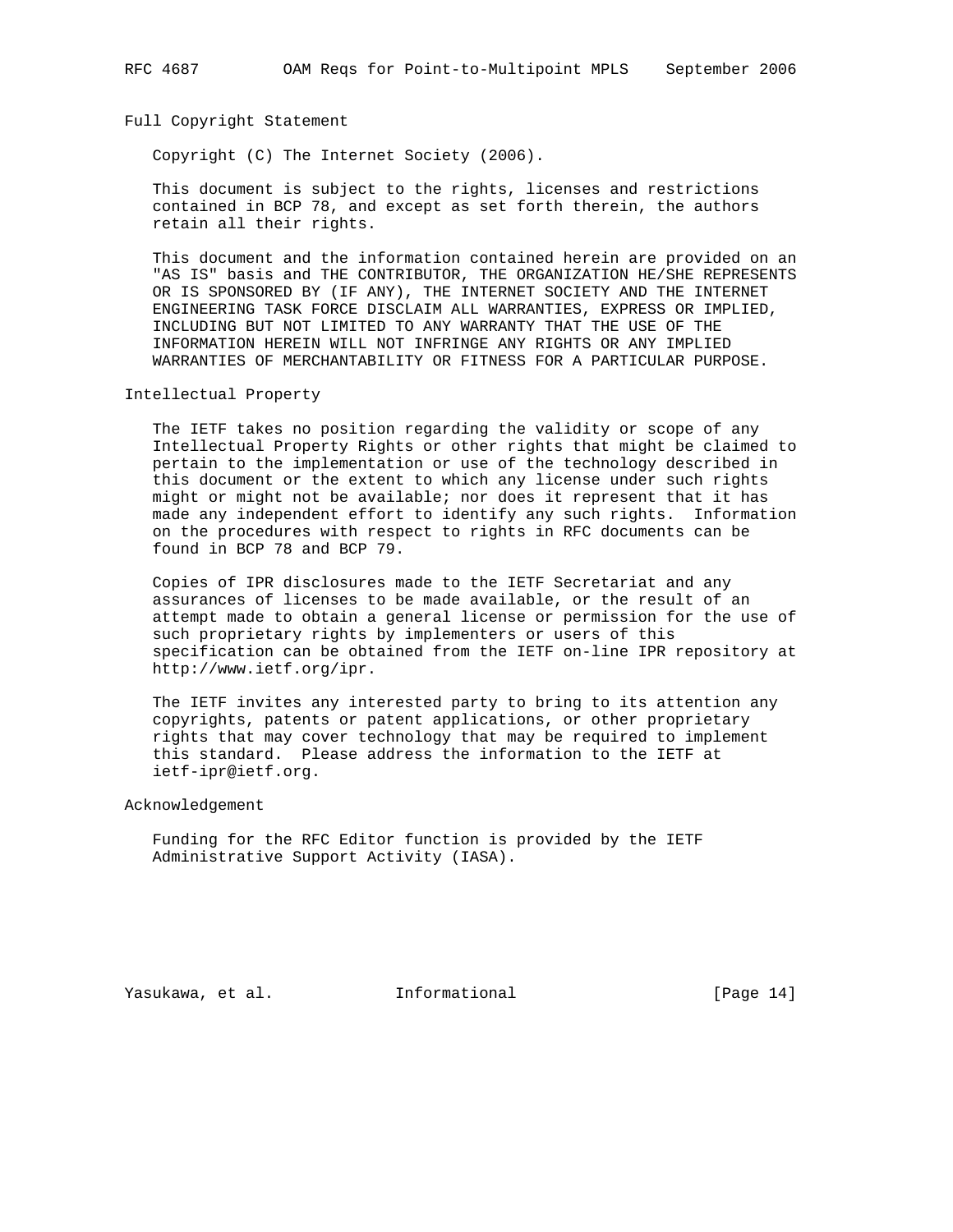## Full Copyright Statement

Copyright (C) The Internet Society (2006).

This document is subject to the rights, licenses and restrictions contained in BCP 78, and except as set forth therein, the authors retain all their rights.

This document and the information contained herein are provided on an "AS IS" basis and THE CONTRIBUTOR, THE ORGANIZATION HE/SHE REPRESENTS OR IS SPONSORED BY (IF ANY), THE INTERNET SOCIETY AND THE INTERNET ENGINEERING TASK FORCE DISCLAIM ALL WARRANTIES, EXPRESS OR IMPLIED, INCLUDING BUT NOT LIMITED TO ANY WARRANTY THAT THE USE OF THE INFORMATION HEREIN WILL NOT INFRINGE ANY RIGHTS OR ANY IMPLIED WARRANTIES OF MERCHANTABILITY OR FITNESS FOR A PARTICULAR PURPOSE.

## Intellectual Property

The IETF takes no position regarding the validity or scope of any Intellectual Property Rights or other rights that might be claimed to pertain to the implementation or use of the technology described in this document or the extent to which any license under such rights might or might not be available; nor does it represent that it has made any independent effort to identify any such rights. Information on the procedures with respect to rights in RFC documents can be found in BCP 78 and BCP 79.

Copies of IPR disclosures made to the IETF Secretariat and any assurances of licenses to be made available, or the result of an attempt made to obtain a general license or permission for the use of such proprietary rights by implementers or users of this specification can be obtained from the IETF on-line IPR repository at http://www.ietf.org/ipr.

The IETF invites any interested party to bring to its attention any copyrights, patents or patent applications, or other proprietary rights that may cover technology that may be required to implement this standard. Please address the information to the IETF at ietf-ipr@ietf.org.

## Acknowledgement

Funding for the RFC Editor function is provided by the IETF Administrative Support Activity (IASA).